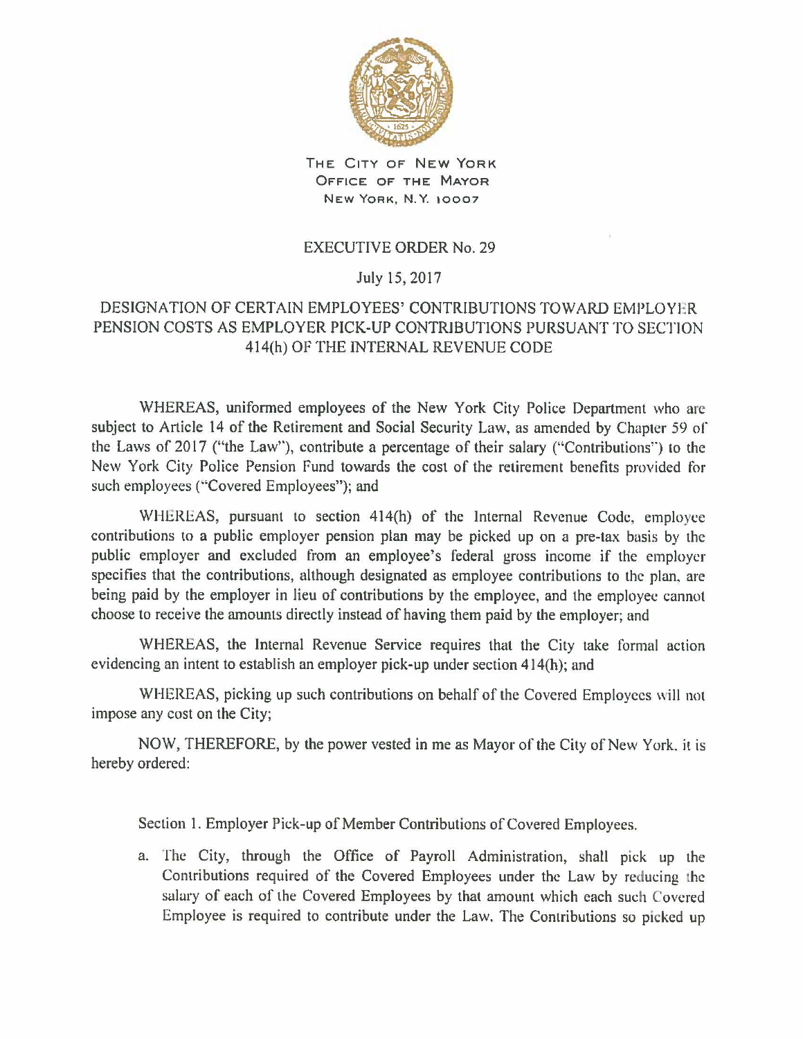THE CITY OF NEW YORK
OFFICE OF THE MAYOR
NEW YORK, N.Y. 10007

# EXECUTIVE ORDER No. 29

July 15, 2017

## DESIGNATION OF CERTAIN EMPLOYEES' CONTRIBUTIONS TOWARD EMPLOYER PENSION COSTS AS EMPLOYER PICK-UP CONTRIBUTIONS PURSUANT TO SECTION 414(h) OF THE INTERNAL REVENUE CODE

WHEREAS, uniformed employees of the New York City Police Department who are subject to Article 14 of the Retirement and Social Security Law, as amended by Chapter 59 of the Laws of 2017 ("the Law"), contribute a percentage of their salary ("Contributions") to the New York City Police Pension Fund towards the cost of the retirement benefits provided for such employees ("Covered Employees"); and

WHEREAS, pursuant to section 414(h) of the Internal Revenue Code, employee contributions to a public employer pension plan may be picked up on a pre-tax basis by the public employer and excluded from an employee's federal gross income if the employer specifies that the contributions, although designated as employee contributions to the plan, are being paid by the employer in lieu of contributions by the employee, and the employee cannot choose to receive the amounts directly instead of having them paid by the employer; and

WHEREAS, the Internal Revenue Service requires that the City take formal action evidencing an intent to establish an employer pick-up under section 414(h); and

WHEREAS, picking up such contributions on behalf of the Covered Employees will not impose any cost on the City;

NOW, THEREFORE, by the power vested in me as Mayor of the City of New York, it is hereby ordered:

Section 1. Employer Pick-up of Member Contributions of Covered Employees.

a. The City, through the Office of Payroll Administration, shall pick up the Contributions required of the Covered Employees under the Law by reducing the salary of each of the Covered Employees by that amount which each such Covered Employee is required to contribute under the Law. The Contributions so picked up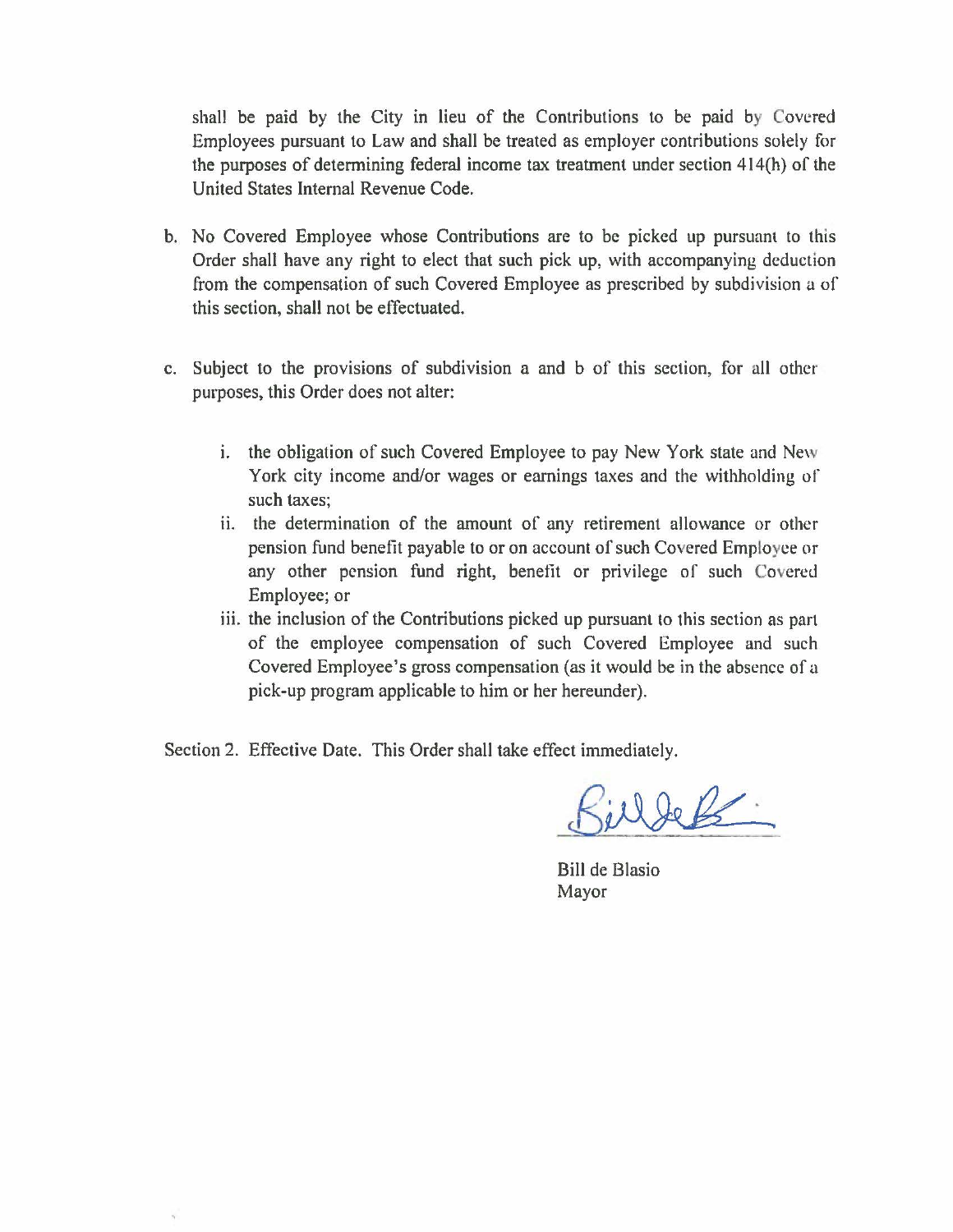shall be paid by the City in lieu of the Contributions to be paid by Covered Employees pursuant to Law and shall be treated as employer contributions solely for the purposes of determining federal income tax treatment under section 414(h) of the United States Internal Revenue Code.

b. No Covered Employee whose Contributions are to be picked up pursuant to this Order shall have any right to elect that such pick up, with accompanying deduction from the compensation of such Covered Employee as prescribed by subdivision a of this section, shall not be effectuated.

c. Subject to the provisions of subdivision a and b of this section, for all other purposes, this Order does not alter:

   i. the obligation of such Covered Employee to pay New York state and New York city income and/or wages or earnings taxes and the withholding of such taxes;
   ii. the determination of the amount of any retirement allowance or other pension fund benefit payable to or on account of such Covered Employee or any other pension fund right, benefit or privilege of such Covered Employee; or
   iii. the inclusion of the Contributions picked up pursuant to this section as part of the employee compensation of such Covered Employee and such Covered Employee's gross compensation (as it would be in the absence of a pick-up program applicable to him or her hereunder).

Section 2. Effective Date. This Order shall take effect immediately.

Bill de Blasio
Mayor